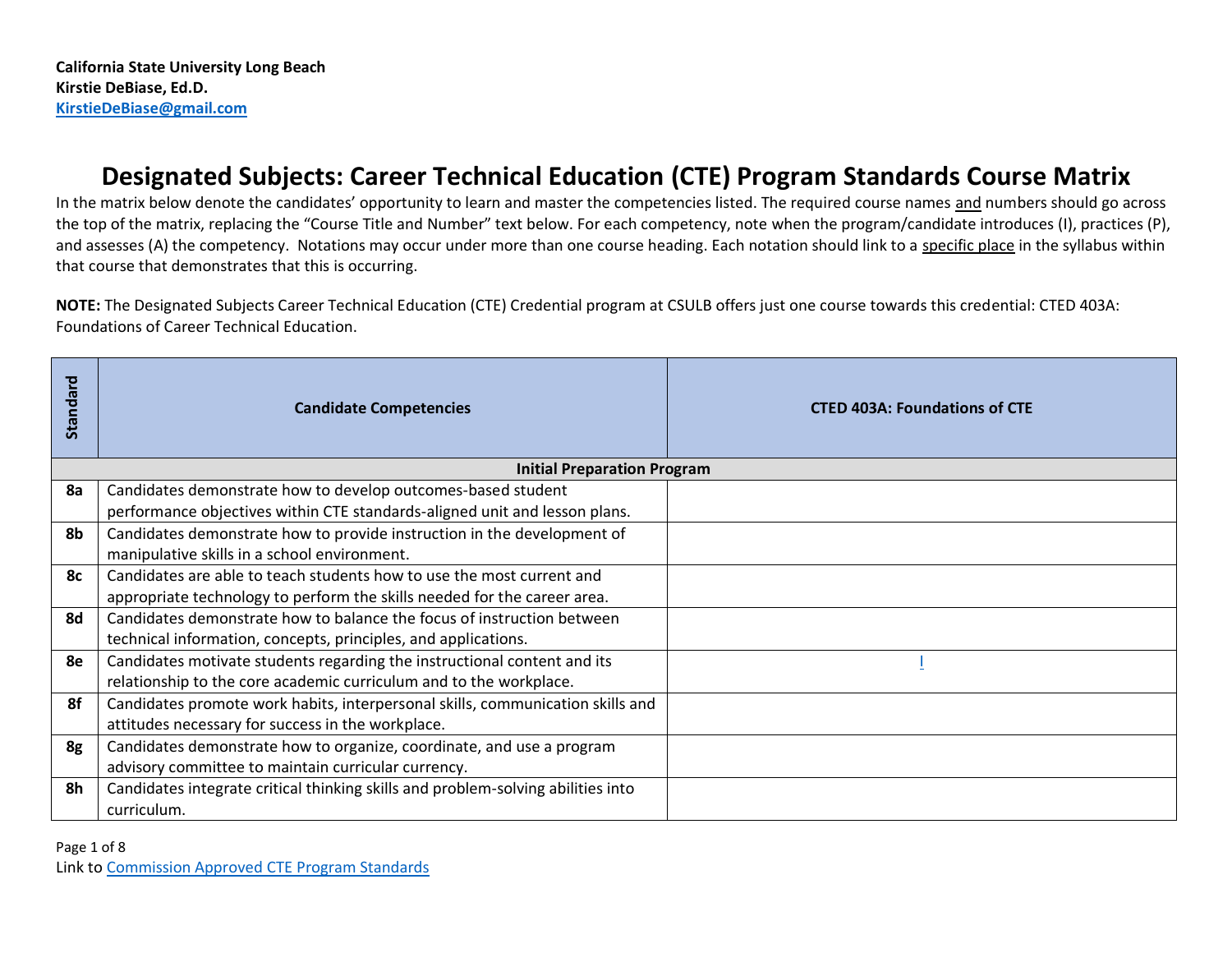**California State University Long Beach**
**Kirstie DeBiase, Ed.D.**
**KirstieDeBiase@gmail.com**

# Designated Subjects: Career Technical Education (CTE) Program Standards Course Matrix

In the matrix below denote the candidates' opportunity to learn and master the competencies listed. The required course names and numbers should go across the top of the matrix, replacing the "Course Title and Number" text below. For each competency, note when the program/candidate introduces (I), practices (P), and assesses (A) the competency. Notations may occur under more than one course heading. Each notation should link to a specific place in the syllabus within that course that demonstrates that this is occurring.

**NOTE:** The Designated Subjects Career Technical Education (CTE) Credential program at CSULB offers just one course towards this credential: CTED 403A: Foundations of Career Technical Education.

| Standard | Candidate Competencies | CTED 403A: Foundations of CTE |
|---|---|---|
| | **Initial Preparation Program** | |
| **8a** | Candidates demonstrate how to develop outcomes-based student performance objectives within CTE standards-aligned unit and lesson plans. | |
| **8b** | Candidates demonstrate how to provide instruction in the development of manipulative skills in a school environment. | |
| **8c** | Candidates are able to teach students how to use the most current and appropriate technology to perform the skills needed for the career area. | |
| **8d** | Candidates demonstrate how to balance the focus of instruction between technical information, concepts, principles, and applications. | |
| **8e** | Candidates motivate students regarding the instructional content and its relationship to the core academic curriculum and to the workplace. | I |
| **8f** | Candidates promote work habits, interpersonal skills, communication skills and attitudes necessary for success in the workplace. | |
| **8g** | Candidates demonstrate how to organize, coordinate, and use a program advisory committee to maintain curricular currency. | |
| **8h** | Candidates integrate critical thinking skills and problem-solving abilities into curriculum. | |

Link to Commission Approved CTE Program Standards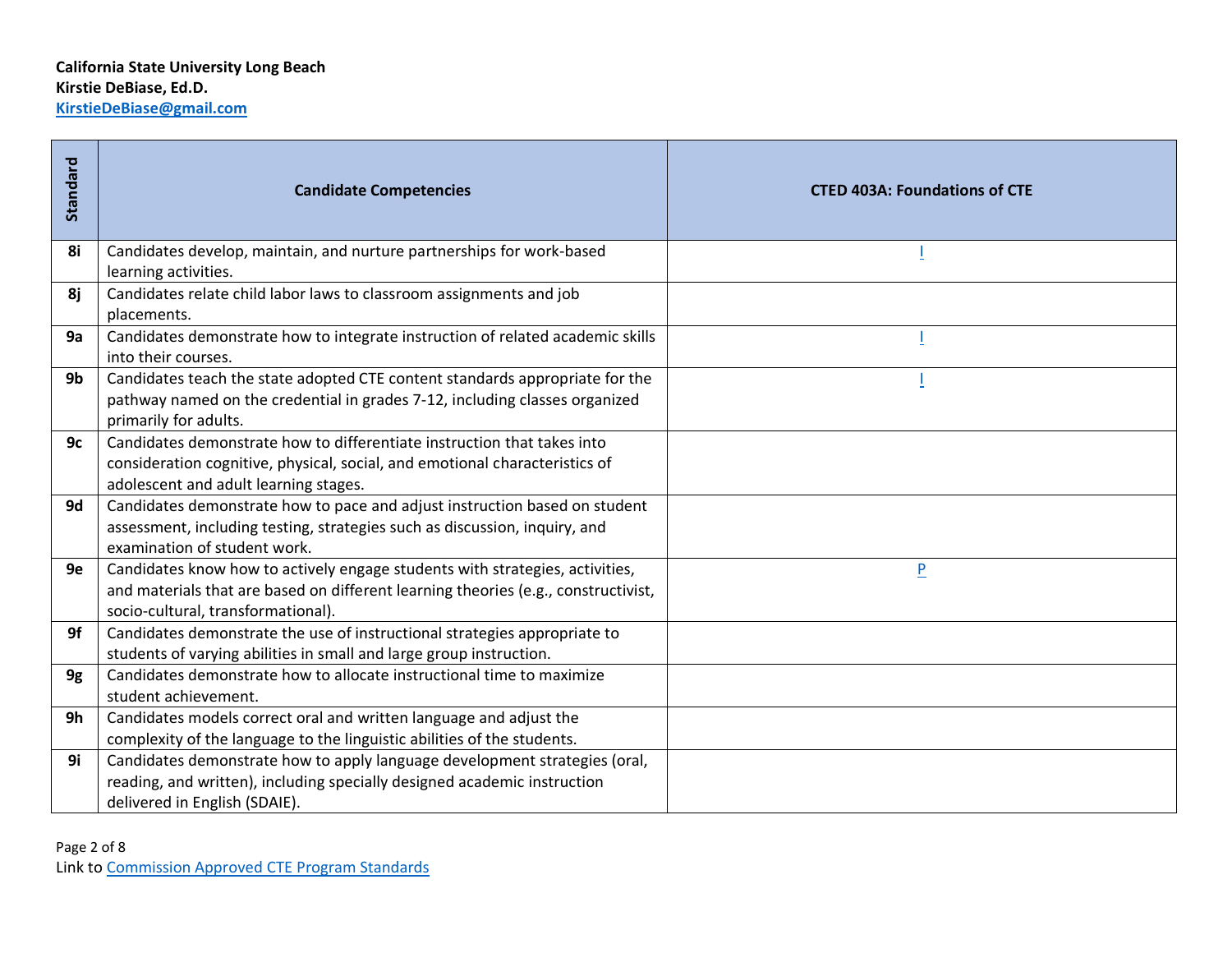**California State University Long Beach**
**Kirstie DeBiase, Ed.D.**
**KirstieDeBiase@gmail.com**

| Standard | Candidate Competencies | CTED 403A: Foundations of CTE |
|---|---|---|
| **8i** | Candidates develop, maintain, and nurture partnerships for work-based learning activities. | I |
| **8j** | Candidates relate child labor laws to classroom assignments and job placements. | |
| **9a** | Candidates demonstrate how to integrate instruction of related academic skills into their courses. | I |
| **9b** | Candidates teach the state adopted CTE content standards appropriate for the pathway named on the credential in grades 7-12, including classes organized primarily for adults. | I |
| **9c** | Candidates demonstrate how to differentiate instruction that takes into consideration cognitive, physical, social, and emotional characteristics of adolescent and adult learning stages. | |
| **9d** | Candidates demonstrate how to pace and adjust instruction based on student assessment, including testing, strategies such as discussion, inquiry, and examination of student work. | |
| **9e** | Candidates know how to actively engage students with strategies, activities, and materials that are based on different learning theories (e.g., constructivist, socio-cultural, transformational). | P |
| **9f** | Candidates demonstrate the use of instructional strategies appropriate to students of varying abilities in small and large group instruction. | |
| **9g** | Candidates demonstrate how to allocate instructional time to maximize student achievement. | |
| **9h** | Candidates models correct oral and written language and adjust the complexity of the language to the linguistic abilities of the students. | |
| **9i** | Candidates demonstrate how to apply language development strategies (oral, reading, and written), including specially designed academic instruction delivered in English (SDAIE). | |

Link to Commission Approved CTE Program Standards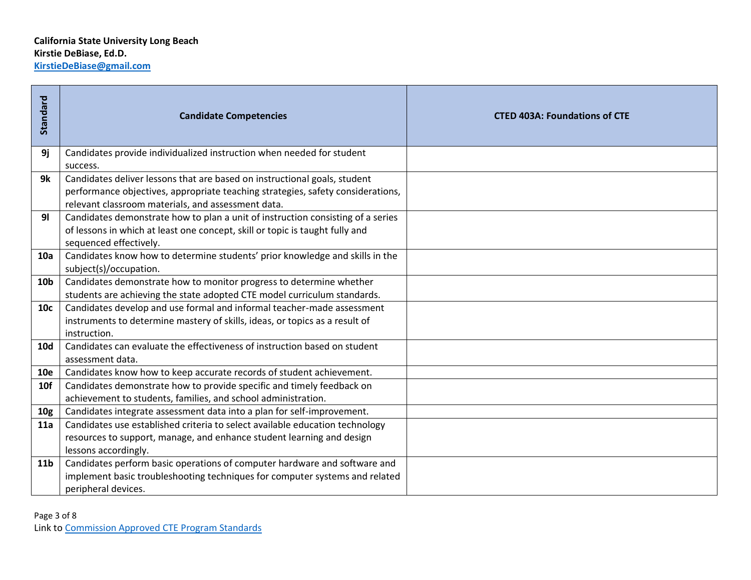**California State University Long Beach**
**Kirstie DeBiase, Ed.D.**
**KirstieDeBiase@gmail.com**

| Standard | Candidate Competencies | CTED 403A: Foundations of CTE |
|---|---|---|
| **9j** | Candidates provide individualized instruction when needed for student success. | |
| **9k** | Candidates deliver lessons that are based on instructional goals, student performance objectives, appropriate teaching strategies, safety considerations, relevant classroom materials, and assessment data. | |
| **9l** | Candidates demonstrate how to plan a unit of instruction consisting of a series of lessons in which at least one concept, skill or topic is taught fully and sequenced effectively. | |
| **10a** | Candidates know how to determine students' prior knowledge and skills in the subject(s)/occupation. | |
| **10b** | Candidates demonstrate how to monitor progress to determine whether students are achieving the state adopted CTE model curriculum standards. | |
| **10c** | Candidates develop and use formal and informal teacher-made assessment instruments to determine mastery of skills, ideas, or topics as a result of instruction. | |
| **10d** | Candidates can evaluate the effectiveness of instruction based on student assessment data. | |
| **10e** | Candidates know how to keep accurate records of student achievement. | |
| **10f** | Candidates demonstrate how to provide specific and timely feedback on achievement to students, families, and school administration. | |
| **10g** | Candidates integrate assessment data into a plan for self-improvement. | |
| **11a** | Candidates use established criteria to select available education technology resources to support, manage, and enhance student learning and design lessons accordingly. | |
| **11b** | Candidates perform basic operations of computer hardware and software and implement basic troubleshooting techniques for computer systems and related peripheral devices. | |

Link to Commission Approved CTE Program Standards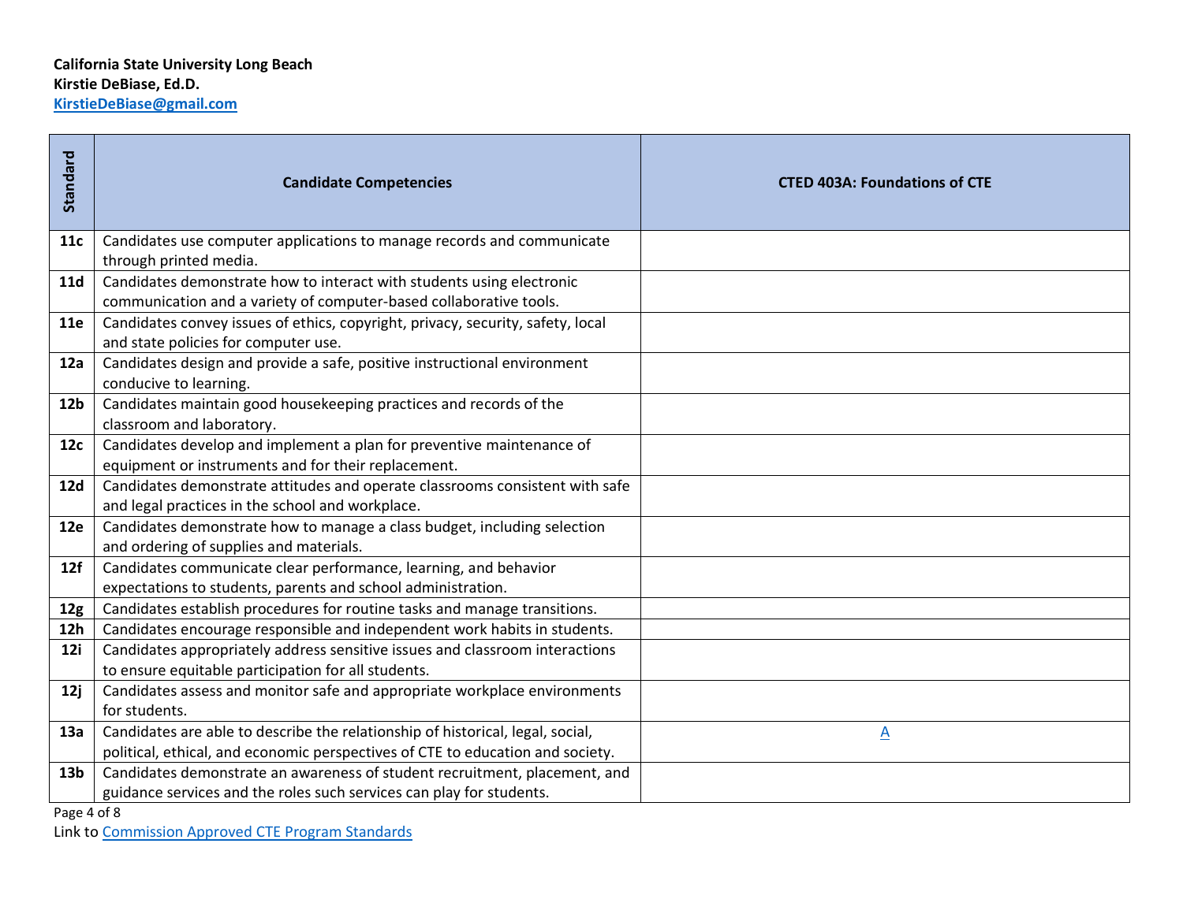**California State University Long Beach**
**Kirstie DeBiase, Ed.D.**
**KirstieDeBiase@gmail.com**

| Standard | Candidate Competencies | CTED 403A: Foundations of CTE |
|---|---|---|
| **11c** | Candidates use computer applications to manage records and communicate through printed media. | |
| **11d** | Candidates demonstrate how to interact with students using electronic communication and a variety of computer-based collaborative tools. | |
| **11e** | Candidates convey issues of ethics, copyright, privacy, security, safety, local and state policies for computer use. | |
| **12a** | Candidates design and provide a safe, positive instructional environment conducive to learning. | |
| **12b** | Candidates maintain good housekeeping practices and records of the classroom and laboratory. | |
| **12c** | Candidates develop and implement a plan for preventive maintenance of equipment or instruments and for their replacement. | |
| **12d** | Candidates demonstrate attitudes and operate classrooms consistent with safe and legal practices in the school and workplace. | |
| **12e** | Candidates demonstrate how to manage a class budget, including selection and ordering of supplies and materials. | |
| **12f** | Candidates communicate clear performance, learning, and behavior expectations to students, parents and school administration. | |
| **12g** | Candidates establish procedures for routine tasks and manage transitions. | |
| **12h** | Candidates encourage responsible and independent work habits in students. | |
| **12i** | Candidates appropriately address sensitive issues and classroom interactions to ensure equitable participation for all students. | |
| **12j** | Candidates assess and monitor safe and appropriate workplace environments for students. | |
| **13a** | Candidates are able to describe the relationship of historical, legal, social, political, ethical, and economic perspectives of CTE to education and society. | A |
| **13b** | Candidates demonstrate an awareness of student recruitment, placement, and guidance services and the roles such services can play for students. | |

Link to Commission Approved CTE Program Standards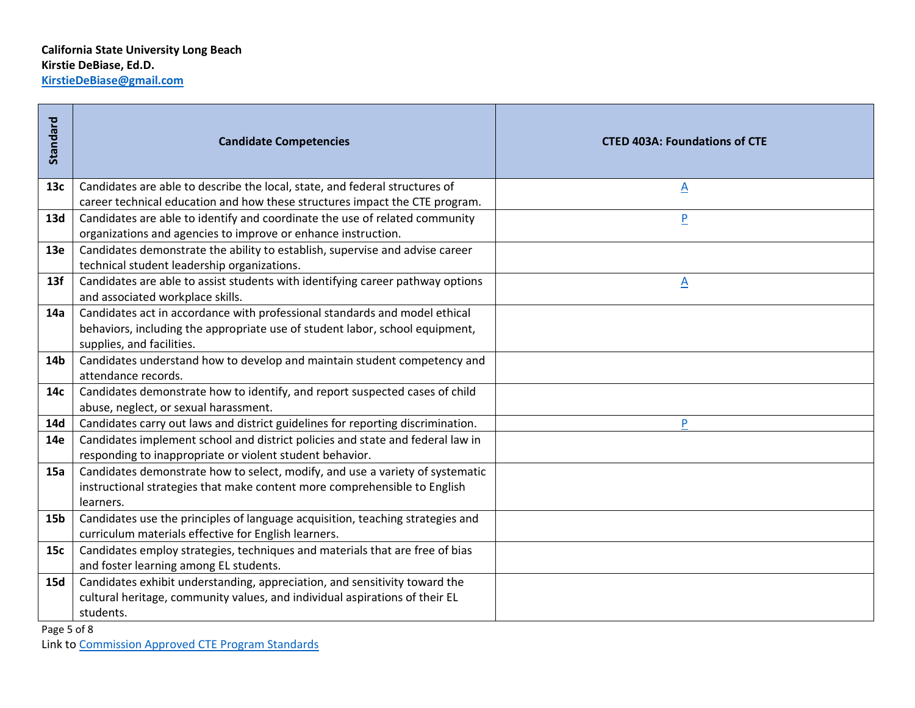**California State University Long Beach**
**Kirstie DeBiase, Ed.D.**
**KirstieDeBiase@gmail.com**

| Standard | Candidate Competencies | CTED 403A: Foundations of CTE |
|---|---|---|
| **13c** | Candidates are able to describe the local, state, and federal structures of career technical education and how these structures impact the CTE program. | A |
| **13d** | Candidates are able to identify and coordinate the use of related community organizations and agencies to improve or enhance instruction. | P |
| **13e** | Candidates demonstrate the ability to establish, supervise and advise career technical student leadership organizations. | |
| **13f** | Candidates are able to assist students with identifying career pathway options and associated workplace skills. | A |
| **14a** | Candidates act in accordance with professional standards and model ethical behaviors, including the appropriate use of student labor, school equipment, supplies, and facilities. | |
| **14b** | Candidates understand how to develop and maintain student competency and attendance records. | |
| **14c** | Candidates demonstrate how to identify, and report suspected cases of child abuse, neglect, or sexual harassment. | |
| **14d** | Candidates carry out laws and district guidelines for reporting discrimination. | P |
| **14e** | Candidates implement school and district policies and state and federal law in responding to inappropriate or violent student behavior. | |
| **15a** | Candidates demonstrate how to select, modify, and use a variety of systematic instructional strategies that make content more comprehensible to English learners. | |
| **15b** | Candidates use the principles of language acquisition, teaching strategies and curriculum materials effective for English learners. | |
| **15c** | Candidates employ strategies, techniques and materials that are free of bias and foster learning among EL students. | |
| **15d** | Candidates exhibit understanding, appreciation, and sensitivity toward the cultural heritage, community values, and individual aspirations of their EL students. | |

Link to Commission Approved CTE Program Standards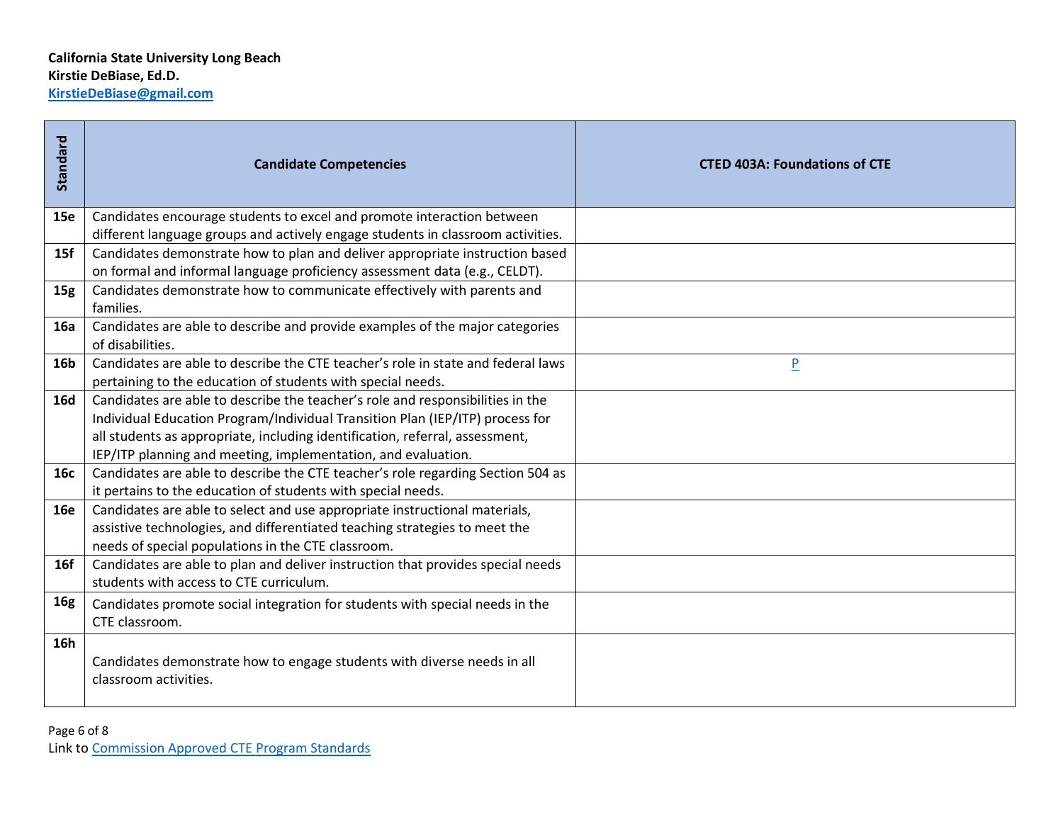**California State University Long Beach**
**Kirstie DeBiase, Ed.D.**
**KirstieDeBiase@gmail.com**

| Standard | Candidate Competencies | CTED 403A: Foundations of CTE |
|---|---|---|
| **15e** | Candidates encourage students to excel and promote interaction between different language groups and actively engage students in classroom activities. | |
| **15f** | Candidates demonstrate how to plan and deliver appropriate instruction based on formal and informal language proficiency assessment data (e.g., CELDT). | |
| **15g** | Candidates demonstrate how to communicate effectively with parents and families. | |
| **16a** | Candidates are able to describe and provide examples of the major categories of disabilities. | |
| **16b** | Candidates are able to describe the CTE teacher's role in state and federal laws pertaining to the education of students with special needs. | P |
| **16d** | Candidates are able to describe the teacher's role and responsibilities in the Individual Education Program/Individual Transition Plan (IEP/ITP) process for all students as appropriate, including identification, referral, assessment, IEP/ITP planning and meeting, implementation, and evaluation. | |
| **16c** | Candidates are able to describe the CTE teacher's role regarding Section 504 as it pertains to the education of students with special needs. | |
| **16e** | Candidates are able to select and use appropriate instructional materials, assistive technologies, and differentiated teaching strategies to meet the needs of special populations in the CTE classroom. | |
| **16f** | Candidates are able to plan and deliver instruction that provides special needs students with access to CTE curriculum. | |
| **16g** | Candidates promote social integration for students with special needs in the CTE classroom. | |
| **16h** | Candidates demonstrate how to engage students with diverse needs in all classroom activities. | |

Link to Commission Approved CTE Program Standards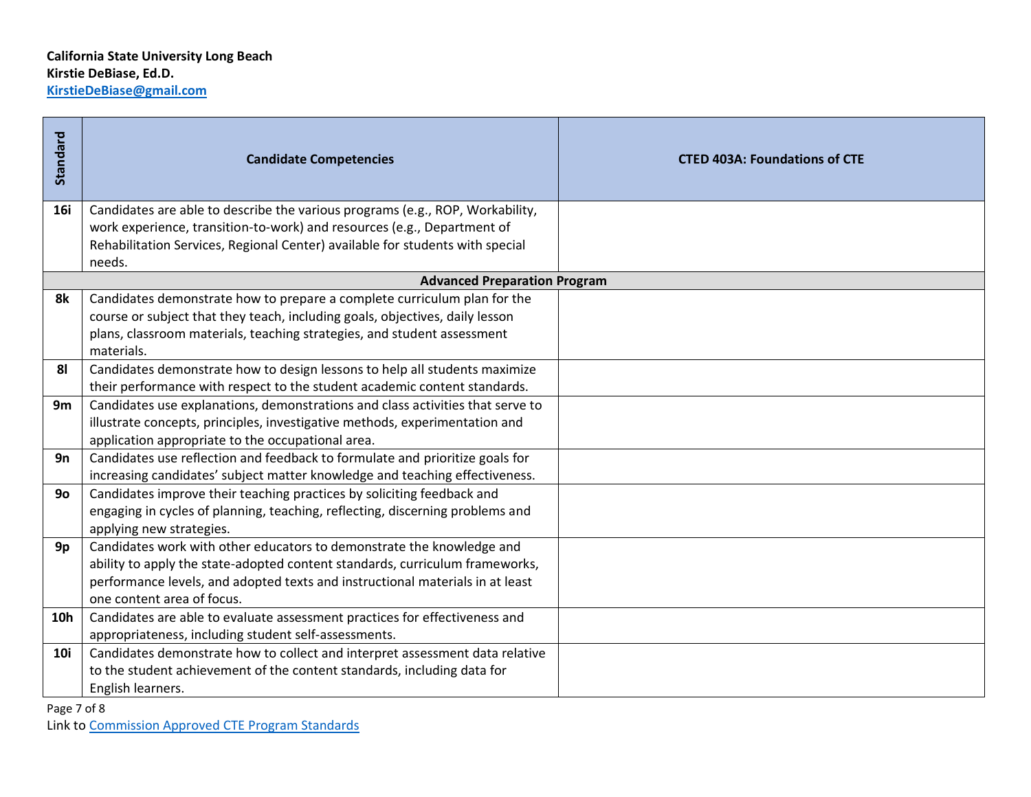**California State University Long Beach**
**Kirstie DeBiase, Ed.D.**
**KirstieDeBiase@gmail.com**

| Standard | Candidate Competencies | CTED 403A: Foundations of CTE |
|---|---|---|
| **16i** | Candidates are able to describe the various programs (e.g., ROP, Workability, work experience, transition-to-work) and resources (e.g., Department of Rehabilitation Services, Regional Center) available for students with special needs. | |
| | **Advanced Preparation Program** | |
| **8k** | Candidates demonstrate how to prepare a complete curriculum plan for the course or subject that they teach, including goals, objectives, daily lesson plans, classroom materials, teaching strategies, and student assessment materials. | |
| **8l** | Candidates demonstrate how to design lessons to help all students maximize their performance with respect to the student academic content standards. | |
| **9m** | Candidates use explanations, demonstrations and class activities that serve to illustrate concepts, principles, investigative methods, experimentation and application appropriate to the occupational area. | |
| **9n** | Candidates use reflection and feedback to formulate and prioritize goals for increasing candidates' subject matter knowledge and teaching effectiveness. | |
| **9o** | Candidates improve their teaching practices by soliciting feedback and engaging in cycles of planning, teaching, reflecting, discerning problems and applying new strategies. | |
| **9p** | Candidates work with other educators to demonstrate the knowledge and ability to apply the state-adopted content standards, curriculum frameworks, performance levels, and adopted texts and instructional materials in at least one content area of focus. | |
| **10h** | Candidates are able to evaluate assessment practices for effectiveness and appropriateness, including student self-assessments. | |
| **10i** | Candidates demonstrate how to collect and interpret assessment data relative to the student achievement of the content standards, including data for English learners. | |

Link to Commission Approved CTE Program Standards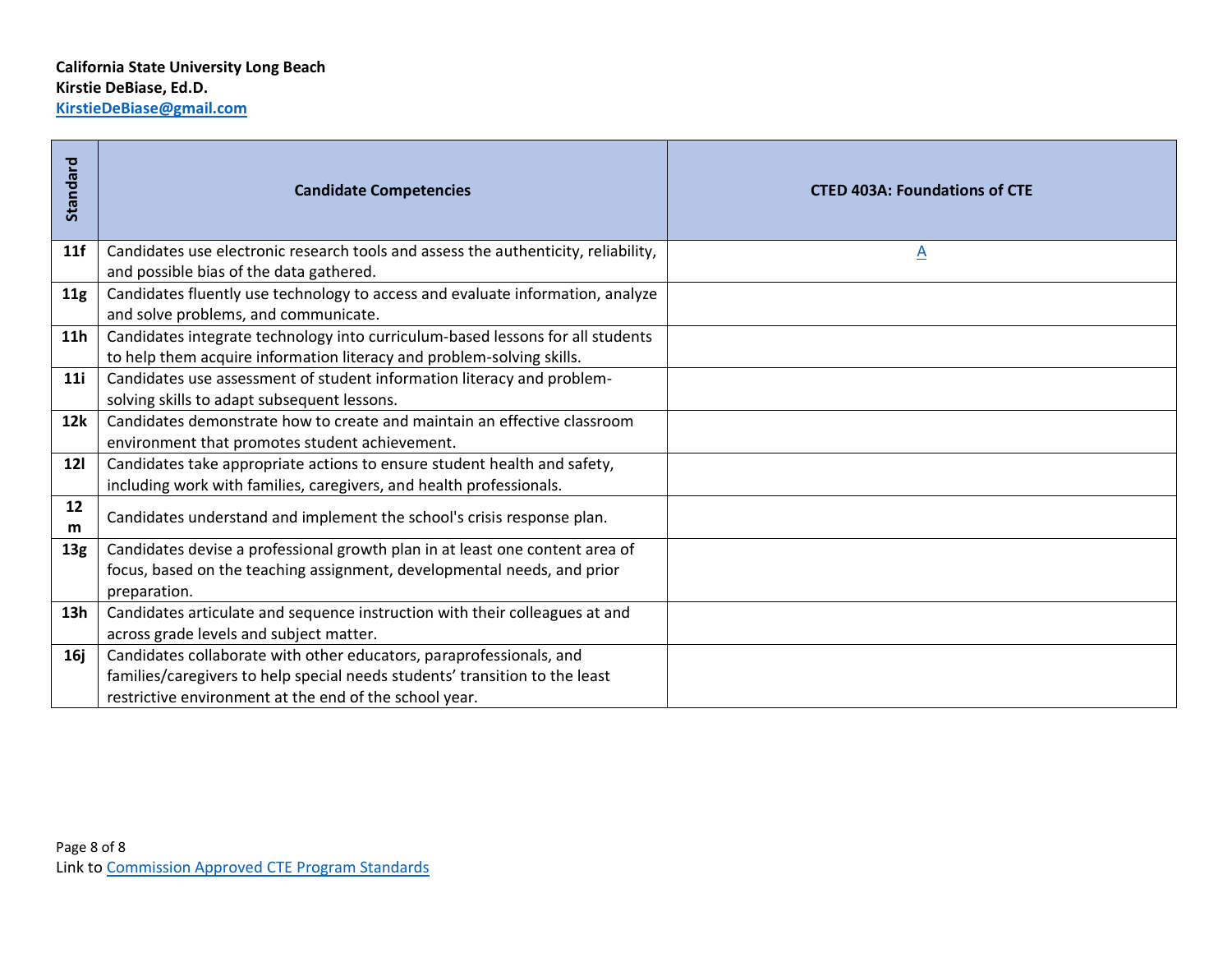**California State University Long Beach**
**Kirstie DeBiase, Ed.D.**
**KirstieDeBiase@gmail.com**

| Standard | Candidate Competencies | CTED 403A: Foundations of CTE |
|---|---|---|
| **11f** | Candidates use electronic research tools and assess the authenticity, reliability, and possible bias of the data gathered. | A |
| **11g** | Candidates fluently use technology to access and evaluate information, analyze and solve problems, and communicate. | |
| **11h** | Candidates integrate technology into curriculum-based lessons for all students to help them acquire information literacy and problem-solving skills. | |
| **11i** | Candidates use assessment of student information literacy and problem-solving skills to adapt subsequent lessons. | |
| **12k** | Candidates demonstrate how to create and maintain an effective classroom environment that promotes student achievement. | |
| **12l** | Candidates take appropriate actions to ensure student health and safety, including work with families, caregivers, and health professionals. | |
| **12m** | Candidates understand and implement the school's crisis response plan. | |
| **13g** | Candidates devise a professional growth plan in at least one content area of focus, based on the teaching assignment, developmental needs, and prior preparation. | |
| **13h** | Candidates articulate and sequence instruction with their colleagues at and across grade levels and subject matter. | |
| **16j** | Candidates collaborate with other educators, paraprofessionals, and families/caregivers to help special needs students' transition to the least restrictive environment at the end of the school year. | |

Link to Commission Approved CTE Program Standards